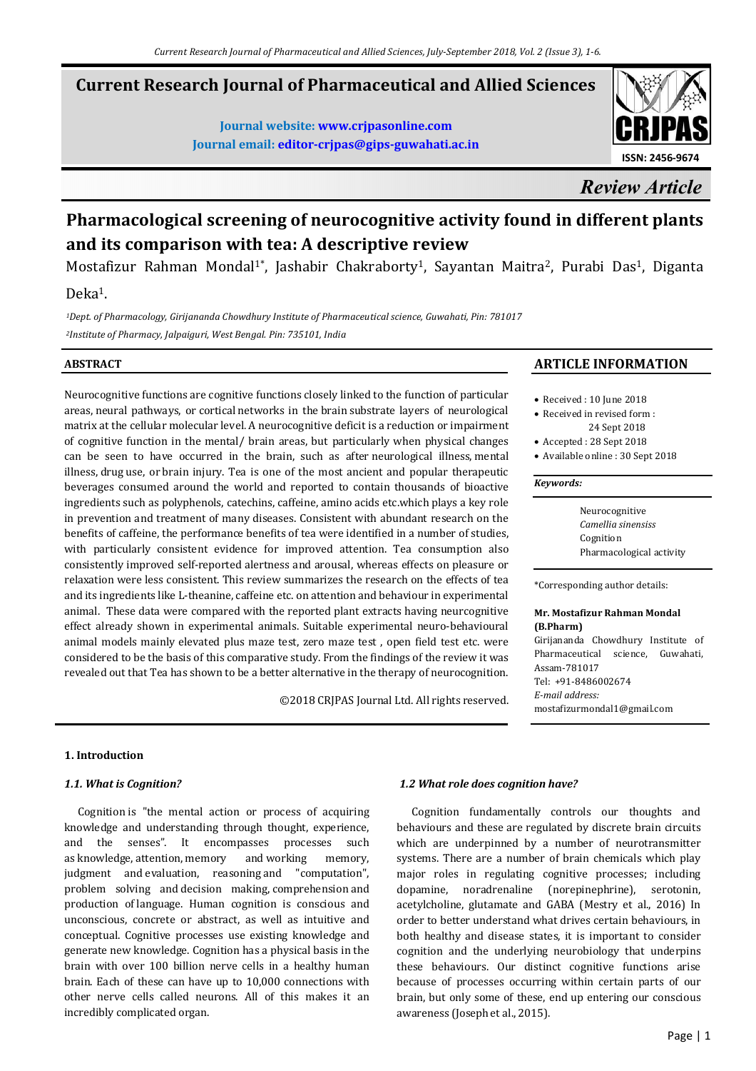# Current Research Journal of Pharmaceutical and Allied Sciences

**Journal website: www.crjpasonline.com**
**Journal email: editor-crjpas@gips-guwahati.ac.in**

ISSN: 2456-9674

*Review Article*

## Pharmacological screening of neurocognitive activity found in different plants and its comparison with tea: A descriptive review

Mostafizur Rahman Mondal[1*], Jashabir Chakraborty[1], Sayantan Maitra[2], Purabi Das[1], Diganta Deka[1].

*[1]Dept. of Pharmacology, Girijananda Chowdhury Institute of Pharmaceutical science, Guwahati, Pin: 781017*

*[2]Institute of Pharmacy, Jalpaiguri, West Bengal. Pin: 735101, India*

### ABSTRACT

Neurocognitive functions are cognitive functions closely linked to the function of particular areas, neural pathways, or cortical networks in the brain substrate layers of neurological matrix at the cellular molecular level. A neurocognitive deficit is a reduction or impairment of cognitive function in the mental/ brain areas, but particularly when physical changes can be seen to have occurred in the brain, such as after neurological illness, mental illness, drug use, or brain injury. Tea is one of the most ancient and popular therapeutic beverages consumed around the world and reported to contain thousands of bioactive ingredients such as polyphenols, catechins, caffeine, amino acids etc.which plays a key role in prevention and treatment of many diseases. Consistent with abundant research on the benefits of caffeine, the performance benefits of tea were identified in a number of studies, with particularly consistent evidence for improved attention. Tea consumption also consistently improved self-reported alertness and arousal, whereas effects on pleasure or relaxation were less consistent. This review summarizes the research on the effects of tea and its ingredients like L-theanine, caffeine etc. on attention and behaviour in experimental animal. These data were compared with the reported plant extracts having neurcognitive effect already shown in experimental animals. Suitable experimental neuro-behavioural animal models mainly elevated plus maze test, zero maze test , open field test etc. were considered to be the basis of this comparative study. From the findings of the review it was revealed out that Tea has shown to be a better alternative in the therapy of neurocognition.

©2018 CRJPAS Journal Ltd. All rights reserved.

### ARTICLE INFORMATION

- Received : 10 June 2018
- Received in revised form : 24 Sept 2018
- Accepted : 28 Sept 2018
- Available online : 30 Sept 2018

*Keywords:*

Neurocognitive
*Camellia sinensiss*
Cognition
Pharmacological activity

*Corresponding author details:

**Mr. Mostafizur Rahman Mondal (B.Pharm)**
Girijananda Chowdhury Institute of Pharmaceutical science, Guwahati, Assam-781017
Tel: +91-8486002674
*E-mail address:*
mostafizurmondal1@gmail.com

## 1. Introduction

### *1.1. What is Cognition?*

Cognition is "the mental action or process of acquiring knowledge and understanding through thought, experience, and the senses". It encompasses processes such as knowledge, attention, memory and working memory, judgment and evaluation, reasoning and "computation", problem solving and decision making, comprehension and production of language. Human cognition is conscious and unconscious, concrete or abstract, as well as intuitive and conceptual. Cognitive processes use existing knowledge and generate new knowledge. Cognition has a physical basis in the brain with over 100 billion nerve cells in a healthy human brain. Each of these can have up to 10,000 connections with other nerve cells called neurons. All of this makes it an incredibly complicated organ.

### *1.2 What role does cognition have?*

Cognition fundamentally controls our thoughts and behaviours and these are regulated by discrete brain circuits which are underpinned by a number of neurotransmitter systems. There are a number of brain chemicals which play major roles in regulating cognitive processes; including dopamine, noradrenaline (norepinephrine), serotonin, acetylcholine, glutamate and GABA (Mestry et al., 2016) In order to better understand what drives certain behaviours, in both healthy and disease states, it is important to consider cognition and the underlying neurobiology that underpins these behaviours. Our distinct cognitive functions arise because of processes occurring within certain parts of our brain, but only some of these, end up entering our conscious awareness (Joseph et al., 2015).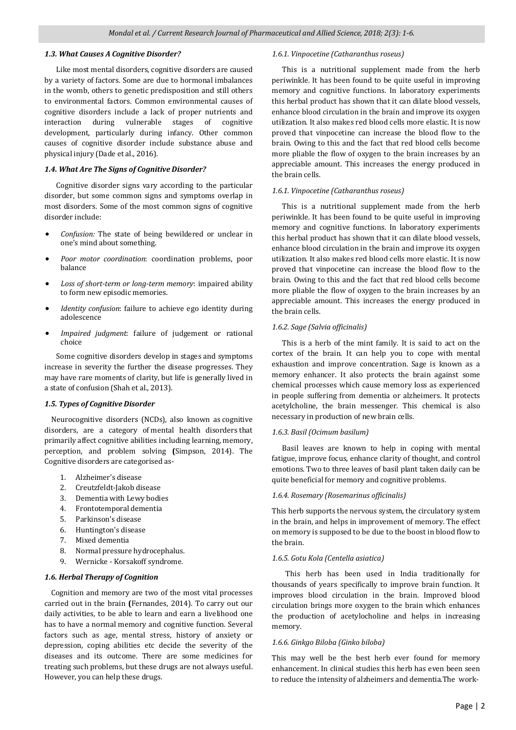### 1.3. What Causes A Cognitive Disorder?

Like most mental disorders, cognitive disorders are caused by a variety of factors. Some are due to hormonal imbalances in the womb, others to genetic predisposition and still others to environmental factors. Common environmental causes of cognitive disorders include a lack of proper nutrients and interaction during vulnerable stages of cognitive development, particularly during infancy. Other common causes of cognitive disorder include substance abuse and physical injury (Dade et al., 2016).

### 1.4. What Are The Signs of Cognitive Disorder?

Cognitive disorder signs vary according to the particular disorder, but some common signs and symptoms overlap in most disorders. Some of the most common signs of cognitive disorder include:

- *Confusion:* The state of being bewildered or unclear in one's mind about something.
- *Poor motor coordination*: coordination problems, poor balance
- *Loss of short-term or long-term memory*: impaired ability to form new episodic memories.
- *Identity confusion*: failure to achieve ego identity during adolescence
- *Impaired judgment*: failure of judgement or rational choice

Some cognitive disorders develop in stages and symptoms increase in severity the further the disease progresses. They may have rare moments of clarity, but life is generally lived in a state of confusion (Shah et al., 2013).

### 1.5. Types of Cognitive Disorder

Neurocognitive disorders (NCDs), also known as cognitive disorders, are a category of mental health disorders that primarily affect cognitive abilities including learning, memory, perception, and problem solving **(**Simpson, 2014). The Cognitive disorders are categorised as-

1. Alzheimer's disease
2. Creutzfeldt-Jakob disease
3. Dementia with Lewy bodies
4. Frontotemporal dementia
5. Parkinson's disease
6. Huntington's disease
7. Mixed dementia
8. Normal pressure hydrocephalus.
9. Wernicke - Korsakoff syndrome.

### 1.6. Herbal Therapy of Cognition

Cognition and memory are two of the most vital processes carried out in the brain **(**Fernandes, 2014). To carry out our daily activities, to be able to learn and earn a livelihood one has to have a normal memory and cognitive function. Several factors such as age, mental stress, history of anxiety or depression, coping abilities etc decide the severity of the diseases and its outcome. There are some medicines for treating such problems, but these drugs are not always useful. However, you can help these drugs.

#### 1.6.1. Vinpocetine (Catharanthus roseus)

This is a nutritional supplement made from the herb periwinkle. It has been found to be quite useful in improving memory and cognitive functions. In laboratory experiments this herbal product has shown that it can dilate blood vessels, enhance blood circulation in the brain and improve its oxygen utilization. It also makes red blood cells more elastic. It is now proved that vinpocetine can increase the blood flow to the brain. Owing to this and the fact that red blood cells become more pliable the flow of oxygen to the brain increases by an appreciable amount. This increases the energy produced in the brain cells.

#### 1.6.1. Vinpocetine (Catharanthus roseus)

This is a nutritional supplement made from the herb periwinkle. It has been found to be quite useful in improving memory and cognitive functions. In laboratory experiments this herbal product has shown that it can dilate blood vessels, enhance blood circulation in the brain and improve its oxygen utilization. It also makes red blood cells more elastic. It is now proved that vinpocetine can increase the blood flow to the brain. Owing to this and the fact that red blood cells become more pliable the flow of oxygen to the brain increases by an appreciable amount. This increases the energy produced in the brain cells.

#### 1.6.2. Sage (Salvia officinalis)

This is a herb of the mint family. It is said to act on the cortex of the brain. It can help you to cope with mental exhaustion and improve concentration. Sage is known as a memory enhancer. It also protects the brain against some chemical processes which cause memory loss as experienced in people suffering from dementia or alzheimers. It protects acetylcholine, the brain messenger. This chemical is also necessary in production of new brain cells.

#### 1.6.3. Basil (Ocimum basilum)

Basil leaves are known to help in coping with mental fatigue, improve focus, enhance clarity of thought, and control emotions. Two to three leaves of basil plant taken daily can be quite beneficial for memory and cognitive problems.

#### 1.6.4. Rosemary (Rosemarinus officinalis)

This herb supports the nervous system, the circulatory system in the brain, and helps in improvement of memory. The effect on memory is supposed to be due to the boost in blood flow to the brain.

#### 1.6.5. Gotu Kola (Centella asiatica)

This herb has been used in India traditionally for thousands of years specifically to improve brain function. It improves blood circulation in the brain. Improved blood circulation brings more oxygen to the brain which enhances the production of acetylocholine and helps in increasing memory.

#### 1.6.6. Ginkgo Biloba (Ginko biloba)

This may well be the best herb ever found for memory enhancement. In clinical studies this herb has even been seen to reduce the intensity of alzheimers and dementia.The work-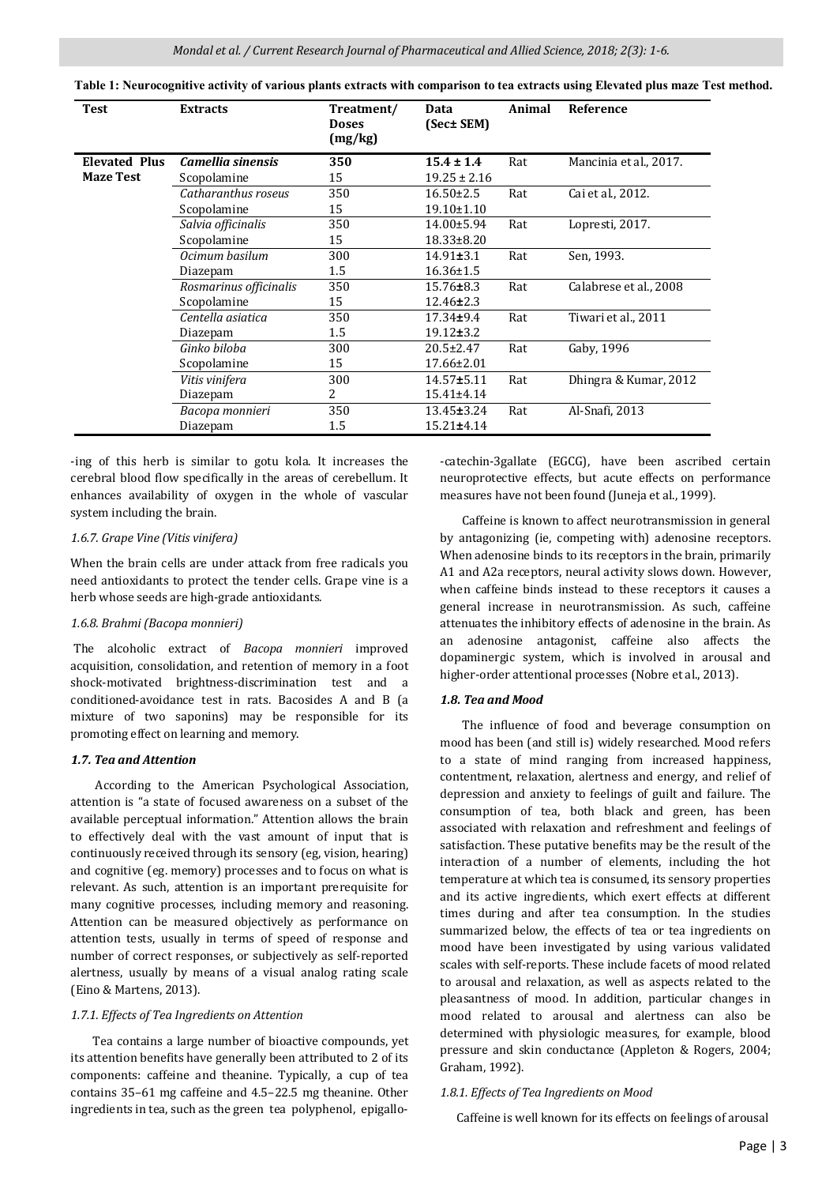**Table 1: Neurocognitive activity of various plants extracts with comparison to tea extracts using Elevated plus maze Test method.**

| Test | Extracts | Treatment/ Doses (mg/kg) | Data (Sec± SEM) | Animal | Reference |
|---|---|---|---|---|---|
| **Elevated Plus Maze Test** | ***Camellia sinensis*** | **350** | **15.4 ± 1.4** | Rat | Mancinia et al., 2017. |
| | Scopolamine | 15 | 19.25 ± 2.16 | | |
| | *Catharanthus roseus* | 350 | 16.50±2.5 | Rat | Cai et al., 2012. |
| | Scopolamine | 15 | 19.10±1.10 | | |
| | *Salvia officinalis* | 350 | 14.00±5.94 | Rat | Lopresti, 2017. |
| | Scopolamine | 15 | 18.33±8.20 | | |
| | *Ocimum basilum* | 300 | 14.91±3.1 | Rat | Sen, 1993. |
| | Diazepam | 1.5 | 16.36±1.5 | | |
| | *Rosmarinus officinalis* | 350 | 15.76±8.3 | Rat | Calabrese et al., 2008 |
| | Scopolamine | 15 | 12.46±2.3 | | |
| | *Centella asiatica* | 350 | 17.34±9.4 | Rat | Tiwari et al., 2011 |
| | Diazepam | 1.5 | 19.12±3.2 | | |
| | *Ginko biloba* | 300 | 20.5±2.47 | Rat | Gaby, 1996 |
| | Scopolamine | 15 | 17.66±2.01 | | |
| | *Vitis vinifera* | 300 | 14.57±5.11 | Rat | Dhingra & Kumar, 2012 |
| | Diazepam | 2 | 15.41±4.14 | | |
| | *Bacopa monnieri* | 350 | 13.45±3.24 | Rat | Al-Snafi, 2013 |
| | Diazepam | 1.5 | 15.21±4.14 | | |

-ing of this herb is similar to gotu kola. It increases the cerebral blood flow specifically in the areas of cerebellum. It enhances availability of oxygen in the whole of vascular system including the brain.

*1.6.7. Grape Vine (Vitis vinifera)*

When the brain cells are under attack from free radicals you need antioxidants to protect the tender cells. Grape vine is a herb whose seeds are high-grade antioxidants.

*1.6.8. Brahmi (Bacopa monnieri)*

The alcoholic extract of *Bacopa monnieri* improved acquisition, consolidation, and retention of memory in a foot shock-motivated brightness-discrimination test and a conditioned-avoidance test in rats. Bacosides A and B (a mixture of two saponins) may be responsible for its promoting effect on learning and memory.

***1.7. Tea and Attention***

According to the American Psychological Association, attention is "a state of focused awareness on a subset of the available perceptual information." Attention allows the brain to effectively deal with the vast amount of input that is continuously received through its sensory (eg, vision, hearing) and cognitive (eg. memory) processes and to focus on what is relevant. As such, attention is an important prerequisite for many cognitive processes, including memory and reasoning. Attention can be measured objectively as performance on attention tests, usually in terms of speed of response and number of correct responses, or subjectively as self-reported alertness, usually by means of a visual analog rating scale (Eino & Martens, 2013).

*1.7.1. Effects of Tea Ingredients on Attention*

Tea contains a large number of bioactive compounds, yet its attention benefits have generally been attributed to 2 of its components: caffeine and theanine. Typically, a cup of tea contains 35–61 mg caffeine and 4.5–22.5 mg theanine. Other ingredients in tea, such as the green tea polyphenol, epigallo--catechin-3gallate (EGCG), have been ascribed certain neuroprotective effects, but acute effects on performance measures have not been found (Juneja et al., 1999).

Caffeine is known to affect neurotransmission in general by antagonizing (ie, competing with) adenosine receptors. When adenosine binds to its receptors in the brain, primarily A1 and A2a receptors, neural activity slows down. However, when caffeine binds instead to these receptors it causes a general increase in neurotransmission. As such, caffeine attenuates the inhibitory effects of adenosine in the brain. As an adenosine antagonist, caffeine also affects the dopaminergic system, which is involved in arousal and higher-order attentional processes (Nobre et al., 2013).

***1.8. Tea and Mood***

The influence of food and beverage consumption on mood has been (and still is) widely researched. Mood refers to a state of mind ranging from increased happiness, contentment, relaxation, alertness and energy, and relief of depression and anxiety to feelings of guilt and failure. The consumption of tea, both black and green, has been associated with relaxation and refreshment and feelings of satisfaction. These putative benefits may be the result of the interaction of a number of elements, including the hot temperature at which tea is consumed, its sensory properties and its active ingredients, which exert effects at different times during and after tea consumption. In the studies summarized below, the effects of tea or tea ingredients on mood have been investigated by using various validated scales with self-reports. These include facets of mood related to arousal and relaxation, as well as aspects related to the pleasantness of mood. In addition, particular changes in mood related to arousal and alertness can also be determined with physiologic measures, for example, blood pressure and skin conductance (Appleton & Rogers, 2004; Graham, 1992).

*1.8.1. Effects of Tea Ingredients on Mood*

Caffeine is well known for its effects on feelings of arousal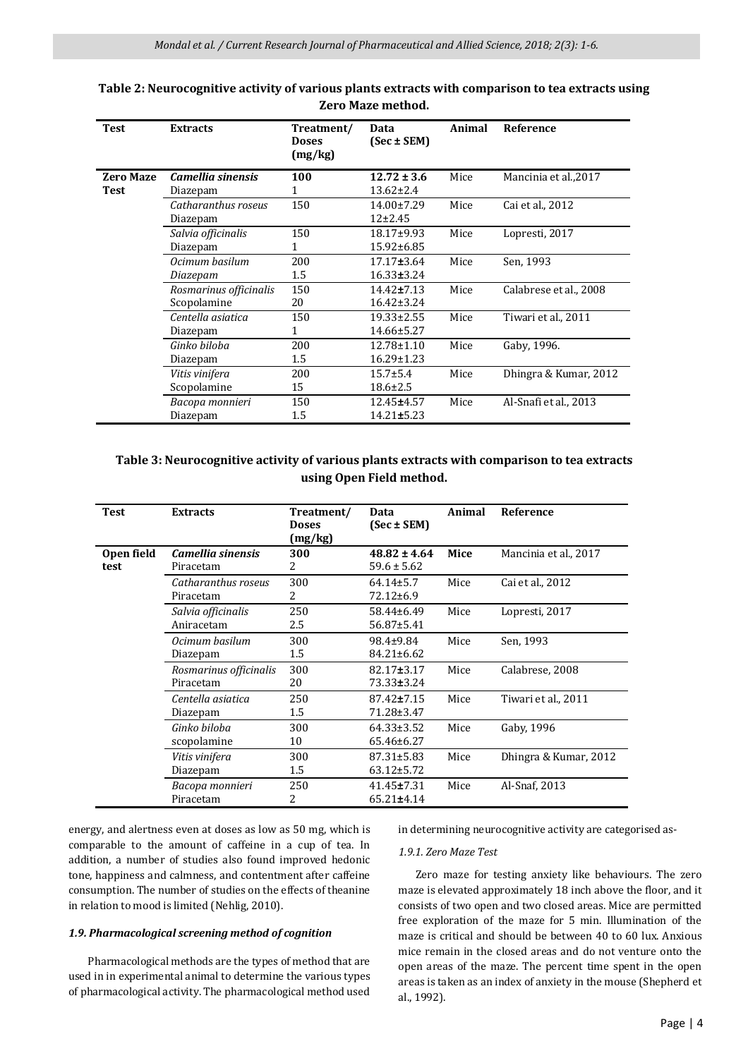**Table 2: Neurocognitive activity of various plants extracts with comparison to tea extracts using Zero Maze method.**

| Test | Extracts | Treatment/ Doses (mg/kg) | Data (Sec ± SEM) | Animal | Reference |
|---|---|---|---|---|---|
| **Zero Maze Test** | ***Camellia sinensis*** | **100** | **12.72 ± 3.6** | Mice | Mancinia et al.,2017 |
| | Diazepam | 1 | 13.62±2.4 | | |
| | *Catharanthus roseus* | 150 | 14.00±7.29 | Mice | Cai et al., 2012 |
| | Diazepam | | 12±2.45 | | |
| | *Salvia officinalis* | 150 | 18.17±9.93 | Mice | Lopresti, 2017 |
| | Diazepam | 1 | 15.92±6.85 | | |
| | *Ocimum basilum* | 200 | 17.17±3.64 | Mice | Sen, 1993 |
| | *Diazepam* | 1.5 | 16.33±3.24 | | |
| | *Rosmarinus officinalis* | 150 | 14.42±7.13 | Mice | Calabrese et al., 2008 |
| | Scopolamine | 20 | 16.42±3.24 | | |
| | *Centella asiatica* | 150 | 19.33±2.55 | Mice | Tiwari et al., 2011 |
| | Diazepam | 1 | 14.66±5.27 | | |
| | *Ginko biloba* | 200 | 12.78±1.10 | Mice | Gaby, 1996. |
| | Diazepam | 1.5 | 16.29±1.23 | | |
| | *Vitis vinifera* | 200 | 15.7±5.4 | Mice | Dhingra & Kumar, 2012 |
| | Scopolamine | 15 | 18.6±2.5 | | |
| | *Bacopa monnieri* | 150 | 12.45±4.57 | Mice | Al-Snafi et al., 2013 |
| | Diazepam | 1.5 | 14.21±5.23 | | |

**Table 3: Neurocognitive activity of various plants extracts with comparison to tea extracts using Open Field method.**

| Test | Extracts | Treatment/ Doses (mg/kg) | Data (Sec ± SEM) | Animal | Reference |
|---|---|---|---|---|---|
| **Open field test** | ***Camellia sinensis*** | **300** | **48.82 ± 4.64** | **Mice** | Mancinia et al., 2017 |
| | Piracetam | 2 | 59.6 ± 5.62 | | |
| | *Catharanthus roseus* | 300 | 64.14±5.7 | Mice | Cai et al., 2012 |
| | Piracetam | 2 | 72.12±6.9 | | |
| | *Salvia officinalis* | 250 | 58.44±6.49 | Mice | Lopresti, 2017 |
| | Aniracetam | 2.5 | 56.87±5.41 | | |
| | *Ocimum basilum* | 300 | 98.4±9.84 | Mice | Sen, 1993 |
| | Diazepam | 1.5 | 84.21±6.62 | | |
| | *Rosmarinus officinalis* | 300 | 82.17±3.17 | Mice | Calabrese, 2008 |
| | Piracetam | 20 | 73.33±3.24 | | |
| | *Centella asiatica* | 250 | 87.42±7.15 | Mice | Tiwari et al., 2011 |
| | Diazepam | 1.5 | 71.28±3.47 | | |
| | *Ginko biloba* | 300 | 64.33±3.52 | Mice | Gaby, 1996 |
| | scopolamine | 10 | 65.46±6.27 | | |
| | *Vitis vinifera* | 300 | 87.31±5.83 | Mice | Dhingra & Kumar, 2012 |
| | Diazepam | 1.5 | 63.12±5.72 | | |
| | *Bacopa monnieri* | 250 | 41.45±7.31 | Mice | Al-Snaf, 2013 |
| | Piracetam | 2 | 65.21±4.14 | | |

energy, and alertness even at doses as low as 50 mg, which is comparable to the amount of caffeine in a cup of tea. In addition, a number of studies also found improved hedonic tone, happiness and calmness, and contentment after caffeine consumption. The number of studies on the effects of theanine in relation to mood is limited (Nehlig, 2010).

### *1.9. Pharmacological screening method of cognition*

Pharmacological methods are the types of method that are used in in experimental animal to determine the various types of pharmacological activity. The pharmacological method used in determining neurocognitive activity are categorised as-

#### *1.9.1. Zero Maze Test*

Zero maze for testing anxiety like behaviours. The zero maze is elevated approximately 18 inch above the floor, and it consists of two open and two closed areas. Mice are permitted free exploration of the maze for 5 min. Illumination of the maze is critical and should be between 40 to 60 lux. Anxious mice remain in the closed areas and do not venture onto the open areas of the maze. The percent time spent in the open areas is taken as an index of anxiety in the mouse (Shepherd et al., 1992).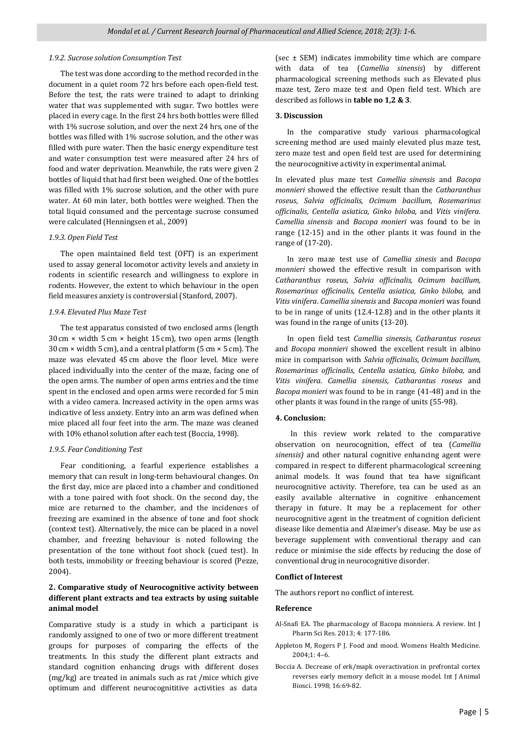#### 1.9.2. Sucrose solution Consumption Test

The test was done according to the method recorded in the document in a quiet room 72 hrs before each open-field test. Before the test, the rats were trained to adapt to drinking water that was supplemented with sugar. Two bottles were placed in every cage. In the first 24 hrs both bottles were filled with 1% sucrose solution, and over the next 24 hrs, one of the bottles was filled with 1% sucrose solution, and the other was filled with pure water. Then the basic energy expenditure test and water consumption test were measured after 24 hrs of food and water deprivation. Meanwhile, the rats were given 2 bottles of liquid that had first been weighed. One of the bottles was filled with 1% sucrose solution, and the other with pure water. At 60 min later, both bottles were weighed. Then the total liquid consumed and the percentage sucrose consumed were calculated (Henningsen et al., 2009)

#### 1.9.3. Open Field Test

The open maintained field test (OFT) is an experiment used to assay general locomotor activity levels and anxiety in rodents in scientific research and willingness to explore in rodents. However, the extent to which behaviour in the open field measures anxiety is controversial (Stanford, 2007).

#### 1.9.4. Elevated Plus Maze Test

The test apparatus consisted of two enclosed arms (length 30 cm × width 5 cm × height 15 cm), two open arms (length 30 cm × width 5 cm), and a central platform (5 cm × 5 cm). The maze was elevated 45 cm above the floor level. Mice were placed individually into the center of the maze, facing one of the open arms. The number of open arms entries and the time spent in the enclosed and open arms were recorded for 5 min with a video camera. Increased activity in the open arms was indicative of less anxiety. Entry into an arm was defined when mice placed all four feet into the arm. The maze was cleaned with 10% ethanol solution after each test (Boccia, 1998).

#### 1.9.5. Fear Conditioning Test

Fear conditioning, a fearful experience establishes a memory that can result in long-term behavioural changes. On the first day, mice are placed into a chamber and conditioned with a tone paired with foot shock. On the second day, the mice are returned to the chamber, and the incidences of freezing are examined in the absence of tone and foot shock (context test). Alternatively, the mice can be placed in a novel chamber, and freezing behaviour is noted following the presentation of the tone without foot shock (cued test). In both tests, immobility or freezing behaviour is scored (Pezze, 2004).

## 2. Comparative study of Neurocognitive activity between different plant extracts and tea extracts by using suitable animal model

Comparative study is a study in which a participant is randomly assigned to one of two or more different treatment groups for purposes of comparing the effects of the treatments. In this study the different plant extracts and standard cognition enhancing drugs with different doses (mg/kg) are treated in animals such as rat /mice which give optimum and different neurocognititive activities as data (sec ± SEM) indicates immobility time which are compare with data of tea (*Camellia sinensis*) by different pharmacological screening methods such as Elevated plus maze test, Zero maze test and Open field test. Which are described as follows in **table no 1,2 & 3**.

## 3. Discussion

In the comparative study various pharmacological screening method are used mainly elevated plus maze test, zero maze test and open field test are used for determining the neurocognitive activity in experimental animal.

In elevated plus maze test *Camellia sinensis* and *Bacopa monnieri* showed the effective result than the *Catharanthus roseus, Salvia officinalis, Ocimum bacillum, Rosemarinus officinalis, Centella asiatica, Ginko biloba,* and *Vitis vinifera*. *Camellia sinensis* and *Bacopa monieri* was found to be in range (12-15) and in the other plants it was found in the range of (17-20).

In zero maze test use of *Camellia sinesis* and *Bacopa monnieri* showed the effective result in comparison with *Catharanthus roseus, Salvia officinalis, Ocimum bacillum, Rosemarinus officinalis, Centella asiatica, Ginko biloba,* and *Vitis vinifera*. *Camellia sinensis* and *Bacopa monieri* was found to be in range of units (12.4-12.8) and in the other plants it was found in the range of units (13-20).

In open field test *Camellia sinensis, Catharantus roseus* and *Bocopa monnieri* showed the excellent result in albino mice in comparison with *Salvia officinalis, Ocimum bacillum, Rosemarinus officinalis, Centella asiatica, Ginko biloba,* and *Vitis vinifera*. *Camellia sinensis*, *Catharantus roseus* and *Bacopa monieri* was found to be in range (41-48) and in the other plants it was found in the range of units (55-98).

## 4. Conclusion:

In this review work related to the comparative observation on neurocognition, effect of tea (*Camellia sinensis)* and other natural cognitive enhancing agent were compared in respect to different pharmacological screening animal models. It was found that tea have significant neurocognitive activity. Therefore, tea can be used as an easily available alternative in cognitive enhancement therapy in future. It may be a replacement for other neurocognitive agent in the treatment of cognition deficient disease like dementia and Alzeimer's disease. May be use as beverage supplement with conventional therapy and can reduce or minimise the side effects by reducing the dose of conventional drug in neurocognitive disorder.

### Conflict of Interest

The authors report no conflict of interest.

### Reference

Al-Snafi EA. The pharmacology of Bacopa monniera. A review. Int J Pharm Sci Res. 2013; 4: 177-186.

Appleton M, Rogers P J. Food and mood. Womens Health Medicine. 2004;1: 4–6.

Boccia A. Decrease of erk/mapk overactivation in prefrontal cortex reverses early memory deficit in a mouse model. Int J Animal Biosci. 1998; 16:69-82.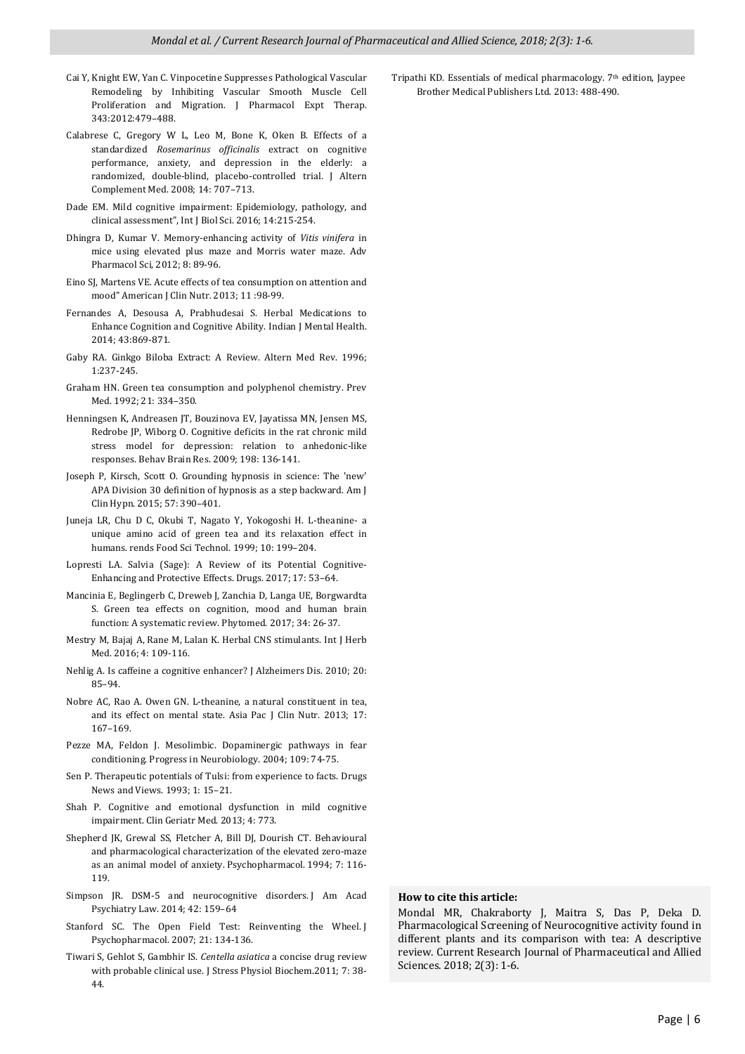Cai Y, Knight EW, Yan C. Vinpocetine Suppresses Pathological Vascular Remodeling by Inhibiting Vascular Smooth Muscle Cell Proliferation and Migration. J Pharmacol Expt Therap. 343:2012:479–488.

Calabrese C, Gregory W L, Leo M, Bone K, Oken B. Effects of a standardized *Rosemarinus officinalis* extract on cognitive performance, anxiety, and depression in the elderly: a randomized, double-blind, placebo-controlled trial. J Altern Complement Med. 2008; 14: 707–713.

Dade EM. Mild cognitive impairment: Epidemiology, pathology, and clinical assessment", Int J Biol Sci. 2016; 14:215-254.

Dhingra D, Kumar V. Memory-enhancing activity of *Vitis vinifera* in mice using elevated plus maze and Morris water maze. Adv Pharmacol Sci, 2012; 8: 89-96.

Eino SJ, Martens VE. Acute effects of tea consumption on attention and mood" American J Clin Nutr. 2013; 11 :98-99.

Fernandes A, Desousa A, Prabhudesai S. Herbal Medications to Enhance Cognition and Cognitive Ability. Indian J Mental Health. 2014; 43:869-871.

Gaby RA. Ginkgo Biloba Extract: A Review. Altern Med Rev. 1996; 1:237-245.

Graham HN. Green tea consumption and polyphenol chemistry. Prev Med. 1992; 21: 334–350.

Henningsen K, Andreasen JT, Bouzinova EV, Jayatissa MN, Jensen MS, Redrobe JP, Wiborg O. Cognitive deficits in the rat chronic mild stress model for depression: relation to anhedonic-like responses. Behav Brain Res. 2009; 198: 136-141.

Joseph P, Kirsch, Scott O. Grounding hypnosis in science: The 'new' APA Division 30 definition of hypnosis as a step backward. Am J Clin Hypn. 2015; 57: 390–401.

Juneja LR, Chu D C, Okubi T, Nagato Y, Yokogoshi H. L-theanine- a unique amino acid of green tea and its relaxation effect in humans. rends Food Sci Technol. 1999; 10: 199–204.

Lopresti LA. Salvia (Sage): A Review of its Potential Cognitive-Enhancing and Protective Effects. Drugs. 2017; 17: 53–64.

Mancinia E, Beglingerb C, Dreweb J, Zanchia D, Langa UE, Borgwardta S. Green tea effects on cognition, mood and human brain function: A systematic review. Phytomed. 2017; 34: 26-37.

Mestry M, Bajaj A, Rane M, Lalan K. Herbal CNS stimulants. Int J Herb Med. 2016; 4: 109-116.

Nehlig A. Is caffeine a cognitive enhancer? J Alzheimers Dis. 2010; 20: 85–94.

Nobre AC, Rao A. Owen GN. L-theanine, a natural constituent in tea, and its effect on mental state. Asia Pac J Clin Nutr. 2013; 17: 167–169.

Pezze MA, Feldon J. Mesolimbic. Dopaminergic pathways in fear conditioning. Progress in Neurobiology. 2004; 109: 74-75.

Sen P. Therapeutic potentials of Tulsi: from experience to facts. Drugs News and Views. 1993; 1: 15–21.

Shah P. Cognitive and emotional dysfunction in mild cognitive impairment. Clin Geriatr Med. 2013; 4: 773.

Shepherd JK, Grewal SS, Fletcher A, Bill DJ, Dourish CT. Behavioural and pharmacological characterization of the elevated zero-maze as an animal model of anxiety. Psychopharmacol. 1994; 7: 116-119.

Simpson JR. DSM-5 and neurocognitive disorders. J Am Acad Psychiatry Law. 2014; 42: 159–64

Stanford SC. The Open Field Test: Reinventing the Wheel. J Psychopharmacol. 2007; 21: 134-136.

Tiwari S, Gehlot S, Gambhir IS. *Centella asiatica* a concise drug review with probable clinical use. J Stress Physiol Biochem.2011; 7: 38-44.

Tripathi KD. Essentials of medical pharmacology. 7th edition, Jaypee Brother Medical Publishers Ltd. 2013: 488-490.

**How to cite this article:**

Mondal MR, Chakraborty J, Maitra S, Das P, Deka D. Pharmacological Screening of Neurocognitive activity found in different plants and its comparison with tea: A descriptive review. Current Research Journal of Pharmaceutical and Allied Sciences. 2018; 2(3): 1-6.